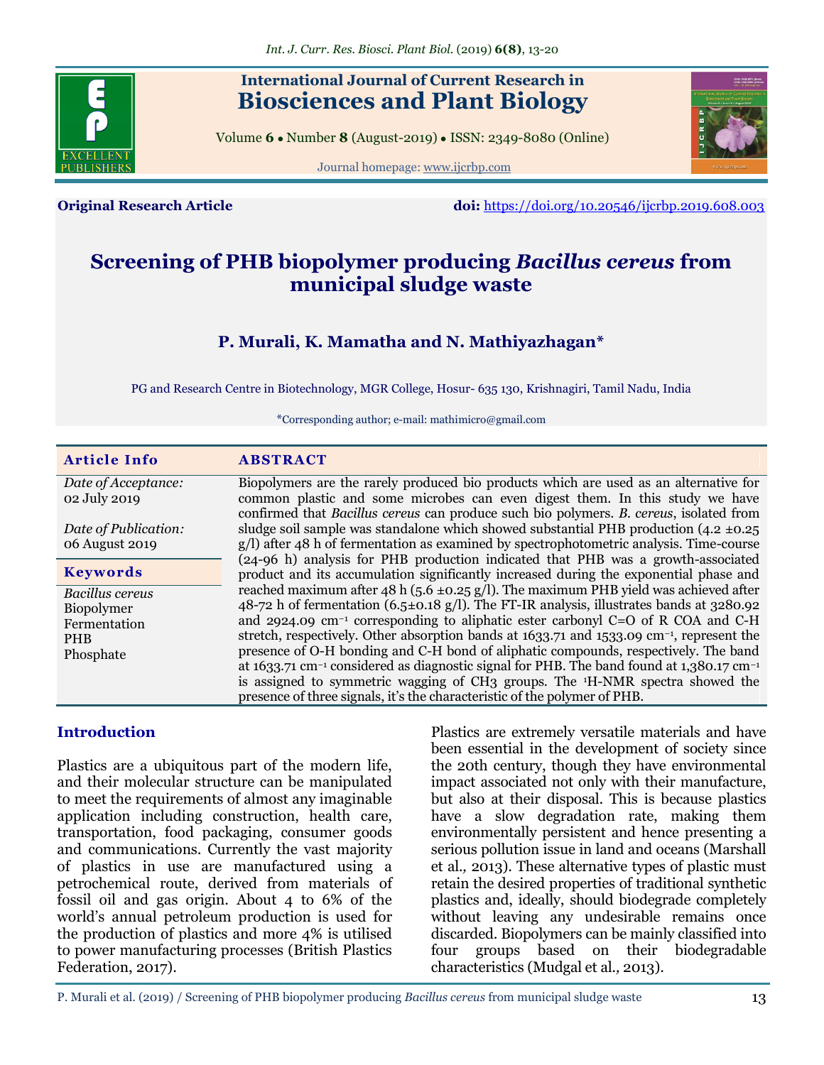International Journal of Current Research in
# Biosciences and Plant Biology

Volume **6** • Number **8** (August-2019) • ISSN: 2349-8080 (Online)

Journal homepage: www.ijcrbp.com

**Original Research Article** **doi:** https://doi.org/10.20546/ijcrbp.2019.608.003

# Screening of PHB biopolymer producing *Bacillus cereus* from municipal sludge waste

**P. Murali, K. Mamatha and N. Mathiyazhagan***

PG and Research Centre in Biotechnology, MGR College, Hosur- 635 130, Krishnagiri, Tamil Nadu, India

*Corresponding author; e-mail: mathimicro@gmail.com

| Article Info | ABSTRACT |
|---|---|
| *Date of Acceptance:* 02 July 2019<br><br>*Date of Publication:* 06 August 2019<br><br>**Keywords**<br>*Bacillus cereus*<br>Biopolymer<br>Fermentation<br>PHB<br>Phosphate | Biopolymers are the rarely produced bio products which are used as an alternative for common plastic and some microbes can even digest them. In this study we have confirmed that *Bacillus cereus* can produce such bio polymers. *B. cereus*, isolated from sludge soil sample was standalone which showed substantial PHB production (4.2 ±0.25 g/l) after 48 h of fermentation as examined by spectrophotometric analysis. Time-course (24-96 h) analysis for PHB production indicated that PHB was a growth-associated product and its accumulation significantly increased during the exponential phase and reached maximum after 48 h (5.6 ±0.25 g/l). The maximum PHB yield was achieved after 48-72 h of fermentation (6.5±0.18 g/l). The FT-IR analysis, illustrates bands at 3280.92 and 2924.09 $cm^{-1}$ corresponding to aliphatic ester carbonyl C=O of R COA and C-H stretch, respectively. Other absorption bands at 1633.71 and 1533.09 $cm^{-1}$, represent the presence of O-H bonding and C-H bond of aliphatic compounds, respectively. The band at 1633.71 $cm^{-1}$ considered as diagnostic signal for PHB. The band found at 1,380.17 $cm^{-1}$ is assigned to symmetric wagging of $CH_3$ groups. The $^1$H-NMR spectra showed the presence of three signals, it's the characteristic of the polymer of PHB. |

## Introduction

Plastics are a ubiquitous part of the modern life, and their molecular structure can be manipulated to meet the requirements of almost any imaginable application including construction, health care, transportation, food packaging, consumer goods and communications. Currently the vast majority of plastics in use are manufactured using a petrochemical route, derived from materials of fossil oil and gas origin. About 4 to 6% of the world's annual petroleum production is used for the production of plastics and more 4% is utilised to power manufacturing processes (British Plastics Federation, 2017).

Plastics are extremely versatile materials and have been essential in the development of society since the 20th century, though they have environmental impact associated not only with their manufacture, but also at their disposal. This is because plastics have a slow degradation rate, making them environmentally persistent and hence presenting a serious pollution issue in land and oceans (Marshall et al., 2013). These alternative types of plastic must retain the desired properties of traditional synthetic plastics and, ideally, should biodegrade completely without leaving any undesirable remains once discarded. Biopolymers can be mainly classified into four groups based on their biodegradable characteristics (Mudgal et al., 2013).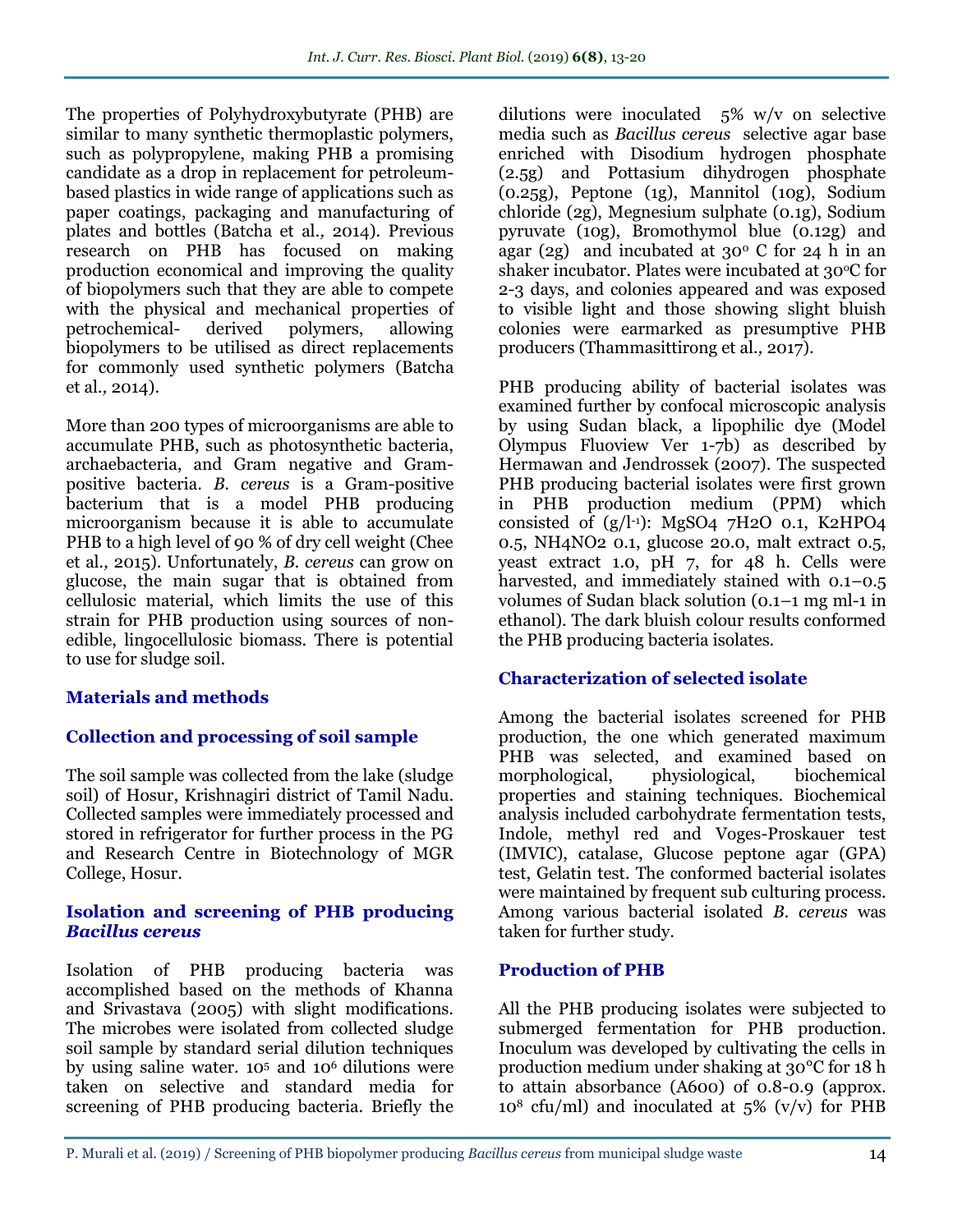The properties of Polyhydroxybutyrate (PHB) are similar to many synthetic thermoplastic polymers, such as polypropylene, making PHB a promising candidate as a drop in replacement for petroleum-based plastics in wide range of applications such as paper coatings, packaging and manufacturing of plates and bottles (Batcha et al*.,* 2014). Previous research on PHB has focused on making production economical and improving the quality of biopolymers such that they are able to compete with the physical and mechanical properties of petrochemical- derived polymers, allowing biopolymers to be utilised as direct replacements for commonly used synthetic polymers (Batcha et al*.,* 2014).

More than 200 types of microorganisms are able to accumulate PHB, such as photosynthetic bacteria, archaebacteria, and Gram negative and Gram-positive bacteria. *B. cereus* is a Gram-positive bacterium that is a model PHB producing microorganism because it is able to accumulate PHB to a high level of 90 % of dry cell weight (Chee et al*.,* 2015). Unfortunately, *B. cereus* can grow on glucose, the main sugar that is obtained from cellulosic material, which limits the use of this strain for PHB production using sources of non-edible, lingocellulosic biomass. There is potential to use for sludge soil.

## Materials and methods

### Collection and processing of soil sample

The soil sample was collected from the lake (sludge soil) of Hosur, Krishnagiri district of Tamil Nadu. Collected samples were immediately processed and stored in refrigerator for further process in the PG and Research Centre in Biotechnology of MGR College, Hosur.

### Isolation and screening of PHB producing *Bacillus cereus*

Isolation of PHB producing bacteria was accomplished based on the methods of Khanna and Srivastava (2005) with slight modifications. The microbes were isolated from collected sludge soil sample by standard serial dilution techniques by using saline water. $10^5$ and $10^6$ dilutions were taken on selective and standard media for screening of PHB producing bacteria. Briefly the dilutions were inoculated 5% w/v on selective media such as *Bacillus cereus* selective agar base enriched with Disodium hydrogen phosphate (2.5g) and Pottasium dihydrogen phosphate (0.25g), Peptone (1g), Mannitol (10g), Sodium chloride (2g), Megnesium sulphate (0.1g), Sodium pyruvate (10g), Bromothymol blue (0.12g) and agar (2g) and incubated at 30° C for 24 h in an shaker incubator. Plates were incubated at 30°C for 2-3 days, and colonies appeared and was exposed to visible light and those showing slight bluish colonies were earmarked as presumptive PHB producers (Thammasittirong et al*.,* 2017).

PHB producing ability of bacterial isolates was examined further by confocal microscopic analysis by using Sudan black, a lipophilic dye (Model Olympus Fluoview Ver 1-7b) as described by Hermawan and Jendrossek (2007). The suspected PHB producing bacterial isolates were first grown in PHB production medium (PPM) which consisted of ($g/l^{-1}$): $MgSO_4\ 7H_2O$ 0.1, $K_2HPO_4$ 0.5, $NH_4NO_2$ 0.1, glucose 20.0, malt extract 0.5, yeast extract 1.0, pH 7, for 48 h. Cells were harvested, and immediately stained with 0.1–0.5 volumes of Sudan black solution (0.1–1 mg ml-1 in ethanol). The dark bluish colour results conformed the PHB producing bacteria isolates.

### Characterization of selected isolate

Among the bacterial isolates screened for PHB production, the one which generated maximum PHB was selected, and examined based on morphological, physiological, biochemical properties and staining techniques. Biochemical analysis included carbohydrate fermentation tests, Indole, methyl red and Voges-Proskauer test (IMVIC), catalase, Glucose peptone agar (GPA) test, Gelatin test. The conformed bacterial isolates were maintained by frequent sub culturing process. Among various bacterial isolated *B. cereus* was taken for further study.

### Production of PHB

All the PHB producing isolates were subjected to submerged fermentation for PHB production. Inoculum was developed by cultivating the cells in production medium under shaking at 30°C for 18 h to attain absorbance ($A_{600}$) of 0.8-0.9 (approx. $10^8$ cfu/ml) and inoculated at 5% (v/v) for PHB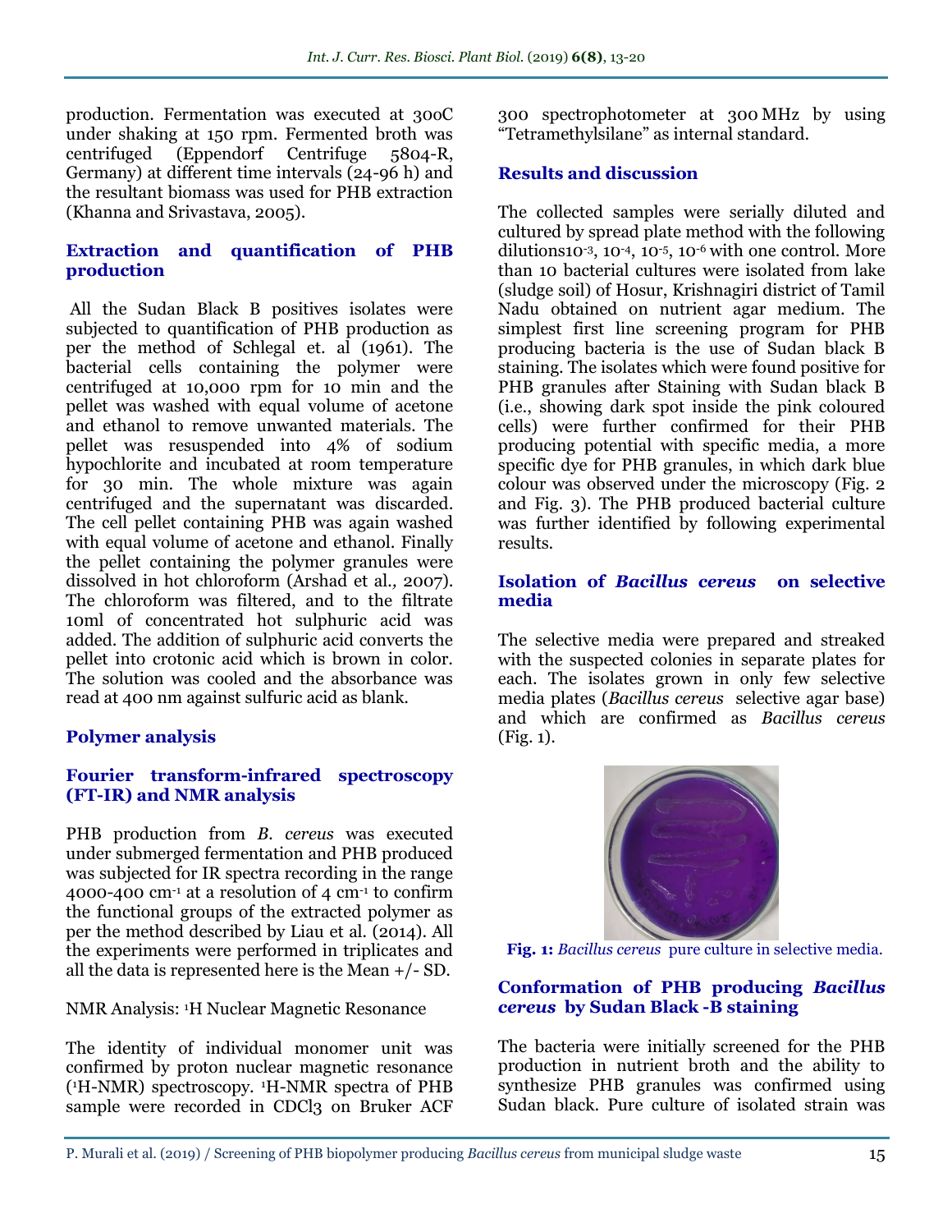production. Fermentation was executed at 30oC under shaking at 150 rpm. Fermented broth was centrifuged (Eppendorf Centrifuge 5804-R, Germany) at different time intervals (24-96 h) and the resultant biomass was used for PHB extraction (Khanna and Srivastava, 2005).

### Extraction and quantification of PHB production

All the Sudan Black B positives isolates were subjected to quantification of PHB production as per the method of Schlegal et. al (1961). The bacterial cells containing the polymer were centrifuged at 10,000 rpm for 10 min and the pellet was washed with equal volume of acetone and ethanol to remove unwanted materials. The pellet was resuspended into 4% of sodium hypochlorite and incubated at room temperature for 30 min. The whole mixture was again centrifuged and the supernatant was discarded. The cell pellet containing PHB was again washed with equal volume of acetone and ethanol. Finally the pellet containing the polymer granules were dissolved in hot chloroform (Arshad et al*.,* 2007). The chloroform was filtered, and to the filtrate 10ml of concentrated hot sulphuric acid was added. The addition of sulphuric acid converts the pellet into crotonic acid which is brown in color. The solution was cooled and the absorbance was read at 400 nm against sulfuric acid as blank.

### Polymer analysis

### Fourier transform-infrared spectroscopy (FT-IR) and NMR analysis

PHB production from *B. cereus* was executed under submerged fermentation and PHB produced was subjected for IR spectra recording in the range 4000-400 $cm^{-1}$ at a resolution of 4 $cm^{-1}$ to confirm the functional groups of the extracted polymer as per the method described by Liau et al. (2014). All the experiments were performed in triplicates and all the data is represented here is the Mean +/- SD.

NMR Analysis: $^1$H Nuclear Magnetic Resonance

The identity of individual monomer unit was confirmed by proton nuclear magnetic resonance ($^1$H-NMR) spectroscopy. $^1$H-NMR spectra of PHB sample were recorded in $CDCl_3$ on Bruker ACF 300 spectrophotometer at 300 MHz by using "Tetramethylsilane" as internal standard.

## Results and discussion

The collected samples were serially diluted and cultured by spread plate method with the following dilutions$10^{-3}$, $10^{-4}$, $10^{-5}$, $10^{-6}$ with one control. More than 10 bacterial cultures were isolated from lake (sludge soil) of Hosur, Krishnagiri district of Tamil Nadu obtained on nutrient agar medium. The simplest first line screening program for PHB producing bacteria is the use of Sudan black B staining. The isolates which were found positive for PHB granules after Staining with Sudan black B (i.e., showing dark spot inside the pink coloured cells) were further confirmed for their PHB producing potential with specific media, a more specific dye for PHB granules, in which dark blue colour was observed under the microscopy (Fig. 2 and Fig. 3). The PHB produced bacterial culture was further identified by following experimental results.

### Isolation of *Bacillus cereus* on selective media

The selective media were prepared and streaked with the suspected colonies in separate plates for each. The isolates grown in only few selective media plates (*Bacillus cereus* selective agar base) and which are confirmed as *Bacillus cereus* (Fig. 1).

**Fig. 1:** *Bacillus cereus* pure culture in selective media.

### Conformation of PHB producing *Bacillus cereus* by Sudan Black -B staining

The bacteria were initially screened for the PHB production in nutrient broth and the ability to synthesize PHB granules was confirmed using Sudan black. Pure culture of isolated strain was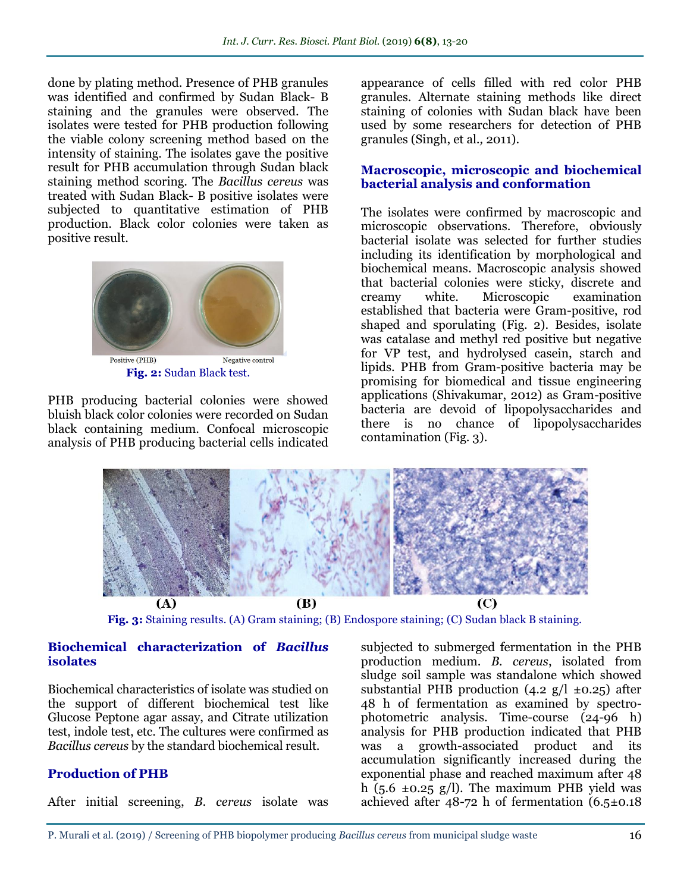done by plating method. Presence of PHB granules was identified and confirmed by Sudan Black- B staining and the granules were observed. The isolates were tested for PHB production following the viable colony screening method based on the intensity of staining. The isolates gave the positive result for PHB accumulation through Sudan black staining method scoring. The *Bacillus cereus* was treated with Sudan Black- B positive isolates were subjected to quantitative estimation of PHB production. Black color colonies were taken as positive result.

Positive (PHB) Negative control

**Fig. 2:** Sudan Black test.

PHB producing bacterial colonies were showed bluish black color colonies were recorded on Sudan black containing medium. Confocal microscopic analysis of PHB producing bacterial cells indicated appearance of cells filled with red color PHB granules. Alternate staining methods like direct staining of colonies with Sudan black have been used by some researchers for detection of PHB granules (Singh, et al., 2011).

## Macroscopic, microscopic and biochemical bacterial analysis and conformation

The isolates were confirmed by macroscopic and microscopic observations. Therefore, obviously bacterial isolate was selected for further studies including its identification by morphological and biochemical means. Macroscopic analysis showed that bacterial colonies were sticky, discrete and creamy white. Microscopic examination established that bacteria were Gram-positive, rod shaped and sporulating (Fig. 2). Besides, isolate was catalase and methyl red positive but negative for VP test, and hydrolysed casein, starch and lipids. PHB from Gram-positive bacteria may be promising for biomedical and tissue engineering applications (Shivakumar, 2012) as Gram-positive bacteria are devoid of lipopolysaccharides and there is no chance of lipopolysaccharides contamination (Fig. 3).

(A) (B) (C)

**Fig. 3:** Staining results. (A) Gram staining; (B) Endospore staining; (C) Sudan black B staining.

## Biochemical characterization of *Bacillus* isolates

Biochemical characteristics of isolate was studied on the support of different biochemical test like Glucose Peptone agar assay, and Citrate utilization test, indole test, etc. The cultures were confirmed as *Bacillus cereus* by the standard biochemical result.

## Production of PHB

After initial screening, *B. cereus* isolate was subjected to submerged fermentation in the PHB production medium. *B. cereus*, isolated from sludge soil sample was standalone which showed substantial PHB production (4.2 g/l ±0.25) after 48 h of fermentation as examined by spectrophotometric analysis. Time-course (24-96 h) analysis for PHB production indicated that PHB was a growth-associated product and its accumulation significantly increased during the exponential phase and reached maximum after 48 h (5.6 ±0.25 g/l). The maximum PHB yield was achieved after 48-72 h of fermentation (6.5±0.18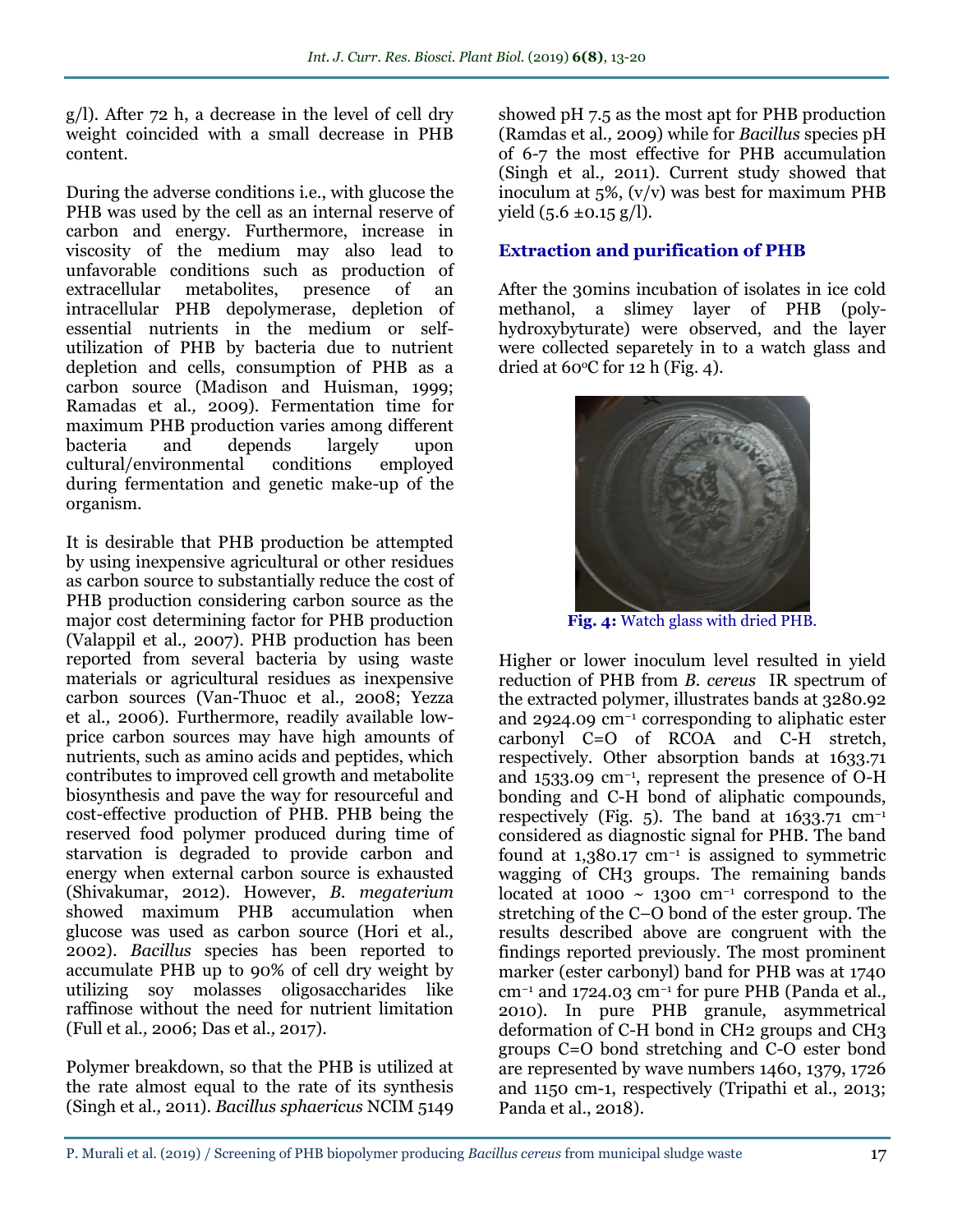g/l). After 72 h, a decrease in the level of cell dry weight coincided with a small decrease in PHB content.

During the adverse conditions i.e., with glucose the PHB was used by the cell as an internal reserve of carbon and energy. Furthermore, increase in viscosity of the medium may also lead to unfavorable conditions such as production of extracellular metabolites, presence of an intracellular PHB depolymerase, depletion of essential nutrients in the medium or self-utilization of PHB by bacteria due to nutrient depletion and cells, consumption of PHB as a carbon source (Madison and Huisman, 1999; Ramadas et al., 2009). Fermentation time for maximum PHB production varies among different bacteria and depends largely upon cultural/environmental conditions employed during fermentation and genetic make-up of the organism.

It is desirable that PHB production be attempted by using inexpensive agricultural or other residues as carbon source to substantially reduce the cost of PHB production considering carbon source as the major cost determining factor for PHB production (Valappil et al., 2007). PHB production has been reported from several bacteria by using waste materials or agricultural residues as inexpensive carbon sources (Van-Thuoc et al., 2008; Yezza et al., 2006). Furthermore, readily available low-price carbon sources may have high amounts of nutrients, such as amino acids and peptides, which contributes to improved cell growth and metabolite biosynthesis and pave the way for resourceful and cost-effective production of PHB. PHB being the reserved food polymer produced during time of starvation is degraded to provide carbon and energy when external carbon source is exhausted (Shivakumar, 2012). However, *B. megaterium* showed maximum PHB accumulation when glucose was used as carbon source (Hori et al., 2002). *Bacillus* species has been reported to accumulate PHB up to 90% of cell dry weight by utilizing soy molasses oligosaccharides like raffinose without the need for nutrient limitation (Full et al., 2006; Das et al., 2017).

Polymer breakdown, so that the PHB is utilized at the rate almost equal to the rate of its synthesis (Singh et al., 2011). *Bacillus sphaericus* NCIM 5149 showed pH 7.5 as the most apt for PHB production (Ramdas et al., 2009) while for *Bacillus* species pH of 6-7 the most effective for PHB accumulation (Singh et al., 2011). Current study showed that inoculum at 5%, (v/v) was best for maximum PHB yield (5.6 ±0.15 g/l).

### Extraction and purification of PHB

After the 30mins incubation of isolates in ice cold methanol, a slimey layer of PHB (poly-hydroxybyturate) were observed, and the layer were collected separetely in to a watch glass and dried at 60°C for 12 h (Fig. 4).

**Fig. 4:** Watch glass with dried PHB.

Higher or lower inoculum level resulted in yield reduction of PHB from *B. cereus* IR spectrum of the extracted polymer, illustrates bands at 3280.92 and 2924.09 $cm^{-1}$ corresponding to aliphatic ester carbonyl C=O of RCOA and C-H stretch, respectively. Other absorption bands at 1633.71 and 1533.09 $cm^{-1}$, represent the presence of O-H bonding and C-H bond of aliphatic compounds, respectively (Fig. 5). The band at 1633.71 $cm^{-1}$ considered as diagnostic signal for PHB. The band found at 1,380.17 $cm^{-1}$ is assigned to symmetric wagging of $CH_3$ groups. The remaining bands located at 1000 ~ 1300 $cm^{-1}$ correspond to the stretching of the C–O bond of the ester group. The results described above are congruent with the findings reported previously. The most prominent marker (ester carbonyl) band for PHB was at 1740 $cm^{-1}$ and 1724.03 $cm^{-1}$ for pure PHB (Panda et al., 2010). In pure PHB granule, asymmetrical deformation of C-H bond in $CH_2$ groups and $CH_3$ groups C=O bond stretching and C-O ester bond are represented by wave numbers 1460, 1379, 1726 and 1150 cm-1, respectively (Tripathi et al., 2013; Panda et al., 2018).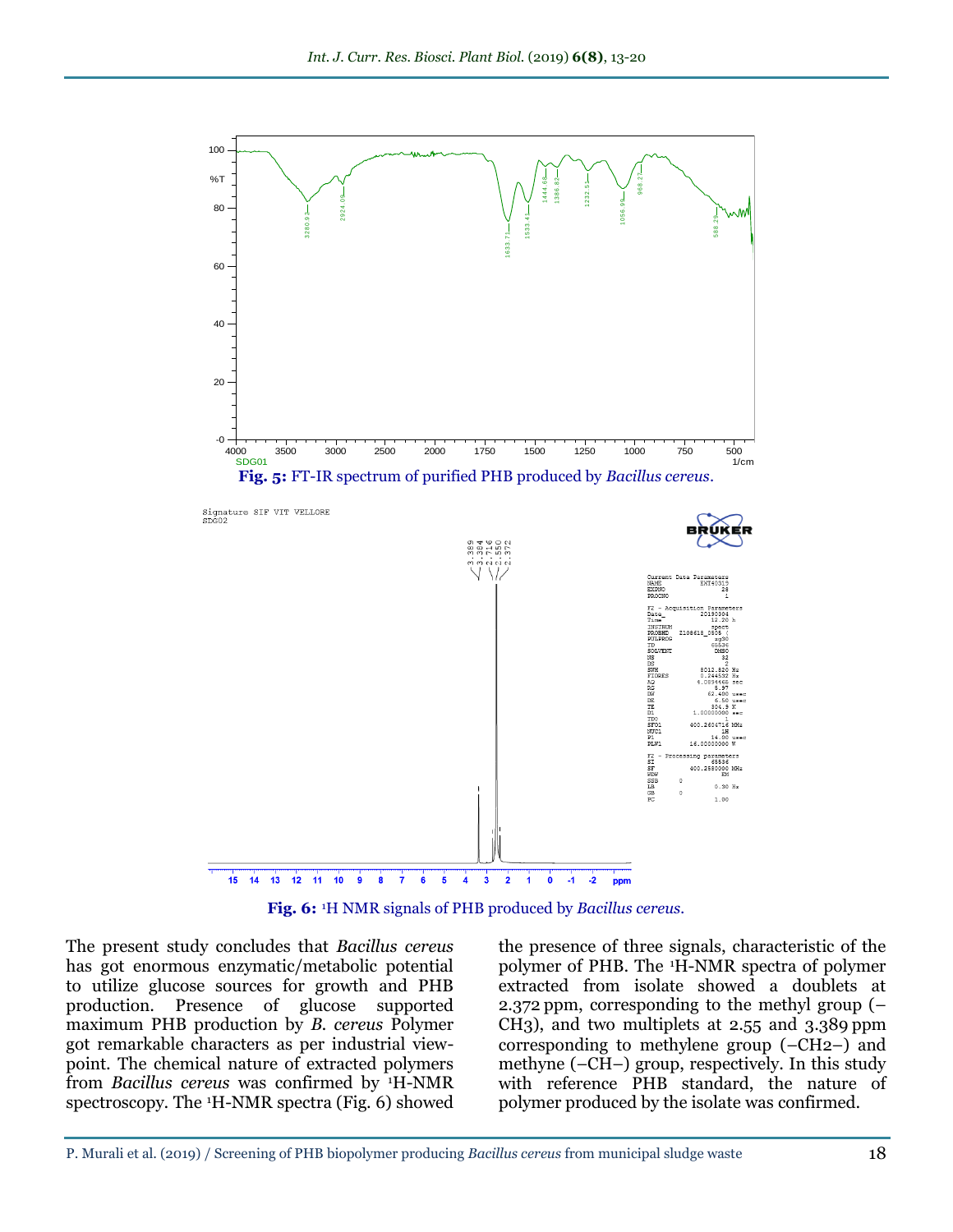**Fig. 5:** FT-IR spectrum of purified PHB produced by *Bacillus cereus*.

**Fig. 6:** [1]H NMR signals of PHB produced by *Bacillus cereus*.

The present study concludes that *Bacillus cereus* has got enormous enzymatic/metabolic potential to utilize glucose sources for growth and PHB production. Presence of glucose supported maximum PHB production by *B. cereus* Polymer got remarkable characters as per industrial view-point. The chemical nature of extracted polymers from *Bacillus cereus* was confirmed by $^{1}$H-NMR spectroscopy. The $^{1}$H-NMR spectra (Fig. 6) showed the presence of three signals, characteristic of the polymer of PHB. The $^{1}$H-NMR spectra of polymer extracted from isolate showed a doublets at 2.372 ppm, corresponding to the methyl group (–$CH_3$), and two multiplets at 2.55 and 3.389 ppm corresponding to methylene group (–$CH_2$–) and methyne (–CH–) group, respectively. In this study with reference PHB standard, the nature of polymer produced by the isolate was confirmed.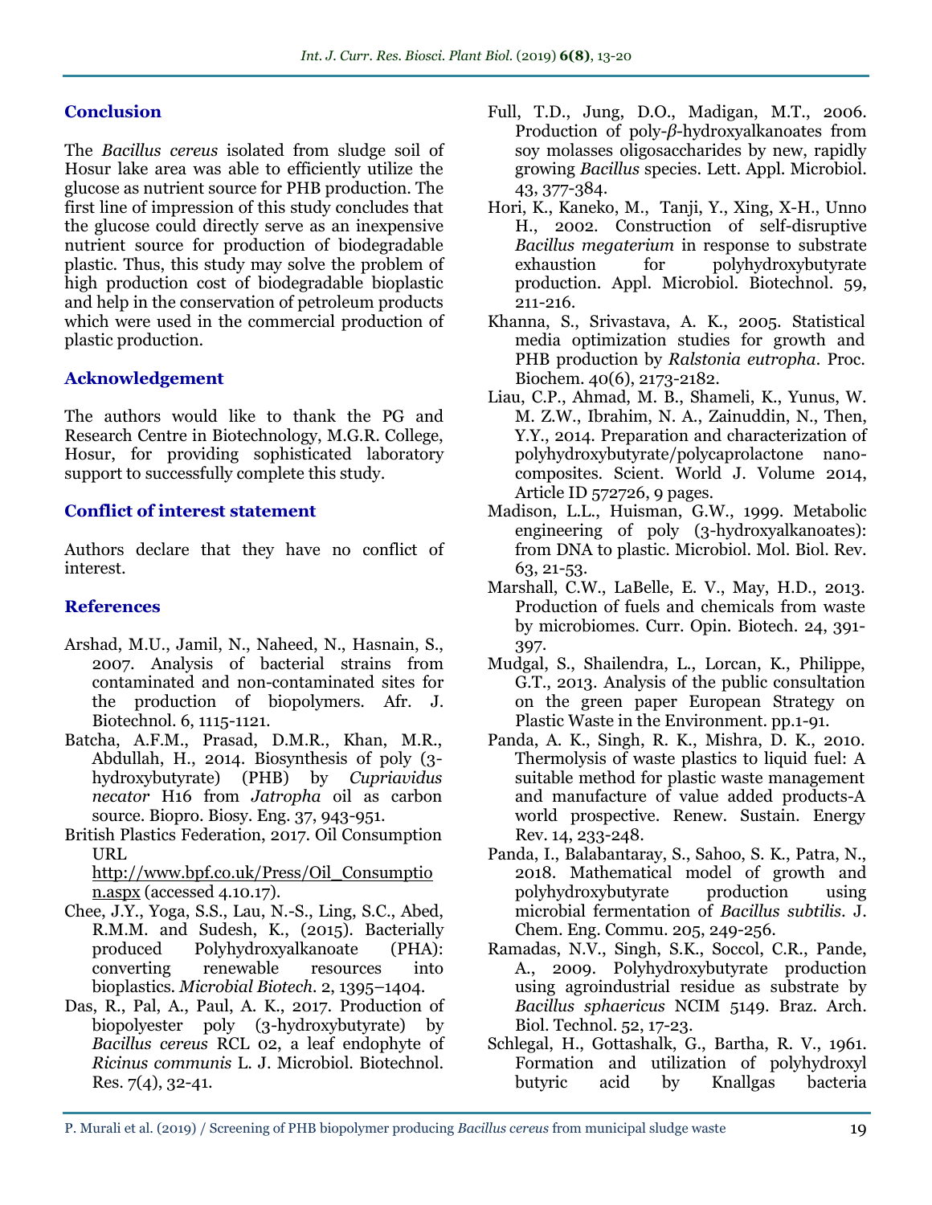## Conclusion

The *Bacillus cereus* isolated from sludge soil of Hosur lake area was able to efficiently utilize the glucose as nutrient source for PHB production. The first line of impression of this study concludes that the glucose could directly serve as an inexpensive nutrient source for production of biodegradable plastic. Thus, this study may solve the problem of high production cost of biodegradable bioplastic and help in the conservation of petroleum products which were used in the commercial production of plastic production.

## Acknowledgement

The authors would like to thank the PG and Research Centre in Biotechnology, M.G.R. College, Hosur, for providing sophisticated laboratory support to successfully complete this study.

## Conflict of interest statement

Authors declare that they have no conflict of interest.

## References

Arshad, M.U., Jamil, N., Naheed, N., Hasnain, S., 2007. Analysis of bacterial strains from contaminated and non-contaminated sites for the production of biopolymers. Afr. J. Biotechnol. 6, 1115-1121.

Batcha, A.F.M., Prasad, D.M.R., Khan, M.R., Abdullah, H., 2014. Biosynthesis of poly (3-hydroxybutyrate) (PHB) by *Cupriavidus necator* H16 from *Jatropha* oil as carbon source. Biopro. Biosy. Eng. 37, 943-951.

British Plastics Federation, 2017. Oil Consumption URL http://www.bpf.co.uk/Press/Oil_Consumption.aspx (accessed 4.10.17).

Chee, J.Y., Yoga, S.S., Lau, N.-S., Ling, S.C., Abed, R.M.M. and Sudesh, K., (2015). Bacterially produced Polyhydroxyalkanoate (PHA): converting renewable resources into bioplastics. *Microbial Biotech.* 2, 1395–1404.

Das, R., Pal, A., Paul, A. K., 2017. Production of biopolyester poly (3-hydroxybutyrate) by *Bacillus cereus* RCL 02, a leaf endophyte of *Ricinus communis* L. J. Microbiol. Biotechnol. Res. 7(4), 32-41.

Full, T.D., Jung, D.O., Madigan, M.T., 2006. Production of poly-*β*-hydroxyalkanoates from soy molasses oligosaccharides by new, rapidly growing *Bacillus* species. Lett. Appl. Microbiol. 43, 377-384.

Hori, K., Kaneko, M., Tanji, Y., Xing, X-H., Unno H., 2002. Construction of self-disruptive *Bacillus megaterium* in response to substrate exhaustion for polyhydroxybutyrate production. Appl. Microbiol. Biotechnol. 59, 211-216.

Khanna, S., Srivastava, A. K., 2005. Statistical media optimization studies for growth and PHB production by *Ralstonia eutropha*. Proc. Biochem. 40(6), 2173-2182.

Liau, C.P., Ahmad, M. B., Shameli, K., Yunus, W. M. Z.W., Ibrahim, N. A., Zainuddin, N., Then, Y.Y., 2014. Preparation and characterization of polyhydroxybutyrate/polycaprolactone nano-composites. Scient. World J. Volume 2014, Article ID 572726, 9 pages.

Madison, L.L., Huisman, G.W., 1999. Metabolic engineering of poly (3-hydroxyalkanoates): from DNA to plastic. Microbiol. Mol. Biol. Rev. 63, 21-53.

Marshall, C.W., LaBelle, E. V., May, H.D., 2013. Production of fuels and chemicals from waste by microbiomes. Curr. Opin. Biotech. 24, 391-397.

Mudgal, S., Shailendra, L., Lorcan, K., Philippe, G.T., 2013. Analysis of the public consultation on the green paper European Strategy on Plastic Waste in the Environment. pp.1-91.

Panda, A. K., Singh, R. K., Mishra, D. K., 2010. Thermolysis of waste plastics to liquid fuel: A suitable method for plastic waste management and manufacture of value added products-A world prospective. Renew. Sustain. Energy Rev. 14, 233-248.

Panda, I., Balabantaray, S., Sahoo, S. K., Patra, N., 2018. Mathematical model of growth and polyhydroxybutyrate production using microbial fermentation of *Bacillus subtilis*. J. Chem. Eng. Commu. 205, 249-256.

Ramadas, N.V., Singh, S.K., Soccol, C.R., Pande, A., 2009. Polyhydroxybutyrate production using agroindustrial residue as substrate by *Bacillus sphaericus* NCIM 5149. Braz. Arch. Biol. Technol. 52, 17-23.

Schlegal, H., Gottashalk, G., Bartha, R. V., 1961. Formation and utilization of polyhydroxyl butyric acid by Knallgas bacteria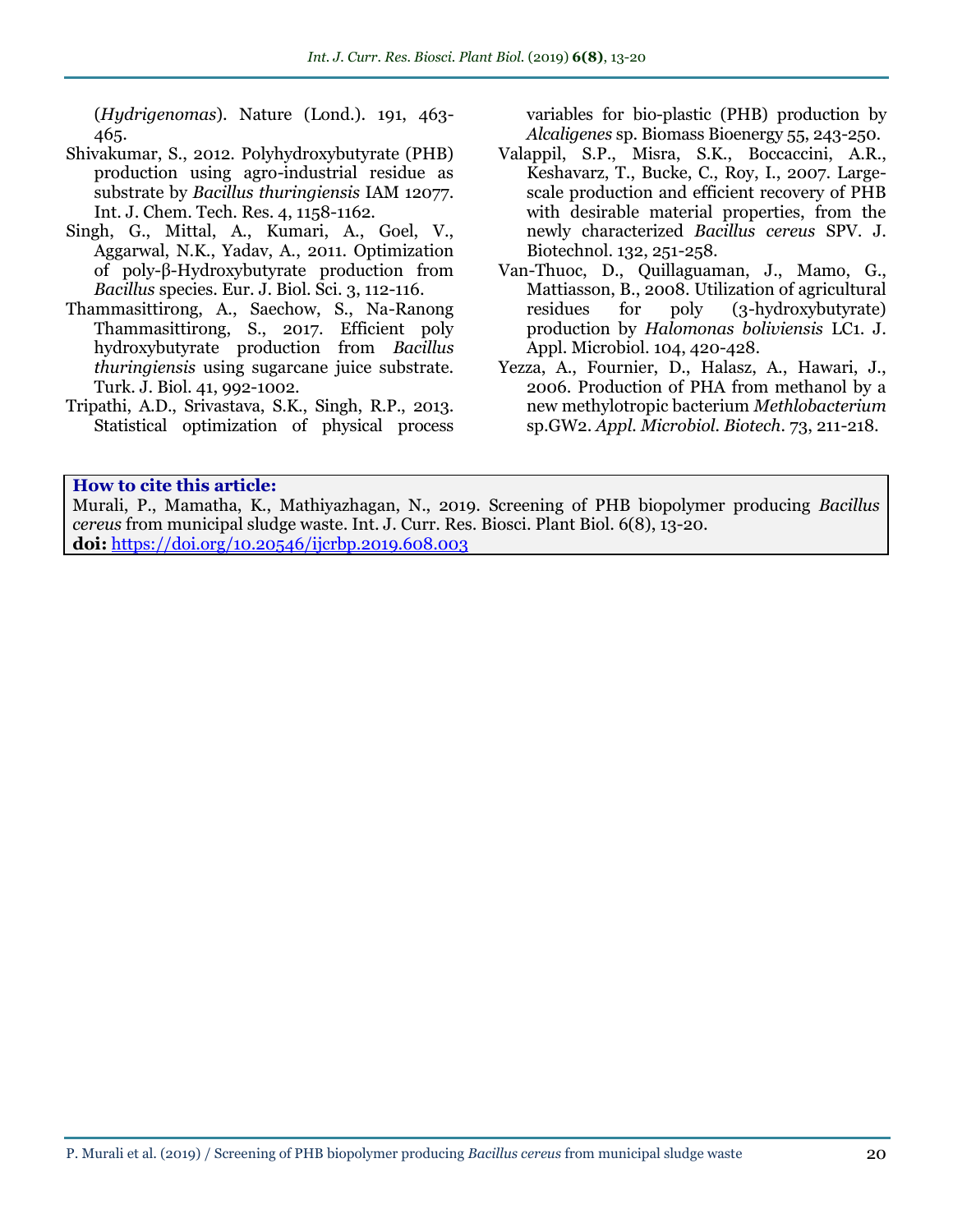(*Hydrigenomas*). Nature (Lond.). 191, 463-465.

Shivakumar, S., 2012. Polyhydroxybutyrate (PHB) production using agro-industrial residue as substrate by *Bacillus thuringiensis* IAM 12077. Int. J. Chem. Tech. Res. 4, 1158-1162.

Singh, G., Mittal, A., Kumari, A., Goel, V., Aggarwal, N.K., Yadav, A., 2011. Optimization of poly-β-Hydroxybutyrate production from *Bacillus* species. Eur. J. Biol. Sci. 3, 112-116.

Thammasittirong, A., Saechow, S., Na-Ranong Thammasittirong, S., 2017. Efficient poly hydroxybutyrate production from *Bacillus thuringiensis* using sugarcane juice substrate. Turk. J. Biol. 41, 992-1002.

Tripathi, A.D., Srivastava, S.K., Singh, R.P., 2013. Statistical optimization of physical process variables for bio-plastic (PHB) production by *Alcaligenes* sp. Biomass Bioenergy 55, 243-250.

Valappil, S.P., Misra, S.K., Boccaccini, A.R., Keshavarz, T., Bucke, C., Roy, I., 2007. Large-scale production and efficient recovery of PHB with desirable material properties, from the newly characterized *Bacillus cereus* SPV. J. Biotechnol. 132, 251-258.

Van-Thuoc, D., Quillaguaman, J., Mamo, G., Mattiasson, B., 2008. Utilization of agricultural residues for poly (3-hydroxybutyrate) production by *Halomonas boliviensis* LC1. J. Appl. Microbiol. 104, 420-428.

Yezza, A., Fournier, D., Halasz, A., Hawari, J., 2006. Production of PHA from methanol by a new methylotropic bacterium *Methlobacterium* sp.GW2. *Appl. Microbiol. Biotech*. 73, 211-218.

**How to cite this article:**
Murali, P., Mamatha, K., Mathiyazhagan, N., 2019. Screening of PHB biopolymer producing *Bacillus cereus* from municipal sludge waste. Int. J. Curr. Res. Biosci. Plant Biol. 6(8), 13-20.
**doi:** https://doi.org/10.20546/ijcrbp.2019.608.003